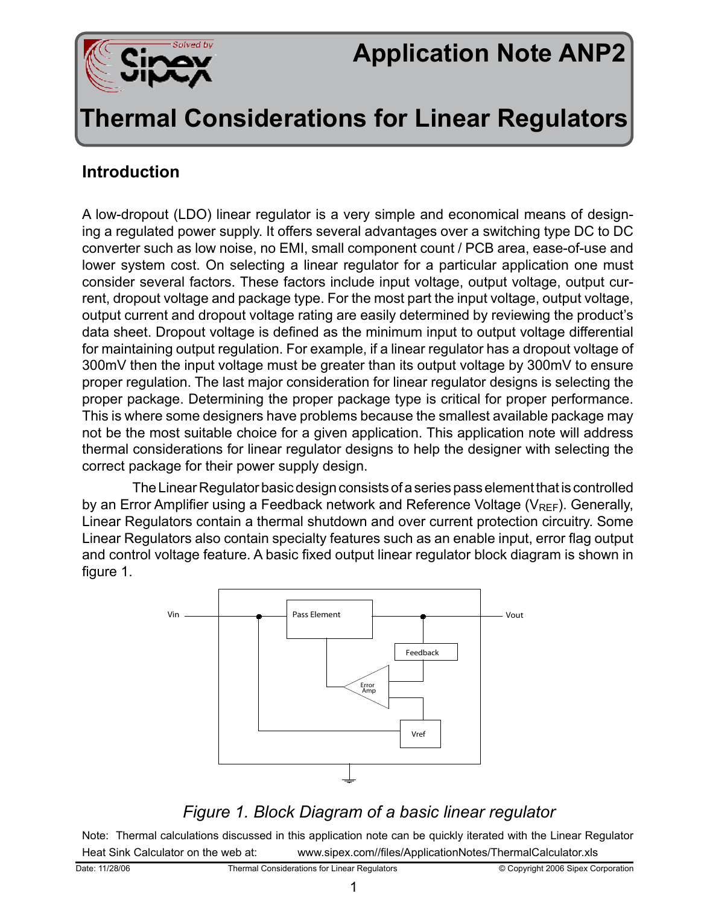# Application Note ANP2

# Thermal Considerations for Linear Regulators

## Introduction

A low-dropout (LDO) linear regulator is a very simple and economical means of designing a regulated power supply. It offers several advantages over a switching type DC to DC converter such as low noise, no EMI, small component count / PCB area, ease-of-use and lower system cost. On selecting a linear regulator for a particular application one must consider several factors. These factors include input voltage, output voltage, output current, dropout voltage and package type. For the most part the input voltage, output voltage, output current and dropout voltage rating are easily determined by reviewing the product's data sheet. Dropout voltage is defined as the minimum input to output voltage differential for maintaining output regulation. For example, if a linear regulator has a dropout voltage of 300mV then the input voltage must be greater than its output voltage by 300mV to ensure proper regulation. The last major consideration for linear regulator designs is selecting the proper package. Determining the proper package type is critical for proper performance. This is where some designers have problems because the smallest available package may not be the most suitable choice for a given application. This application note will address thermal considerations for linear regulator designs to help the designer with selecting the correct package for their power supply design.

The Linear Regulator basic design consists of a series pass element that is controlled by an Error Amplifier using a Feedback network and Reference Voltage ($V_{REF}$). Generally, Linear Regulators contain a thermal shutdown and over current protection circuitry. Some Linear Regulators also contain specialty features such as an enable input, error flag output and control voltage feature. A basic fixed output linear regulator block diagram is shown in figure 1.

*Figure 1. Block Diagram of a basic linear regulator*

Note: Thermal calculations discussed in this application note can be quickly iterated with the Linear Regulator Heat Sink Calculator on the web at: www.sipex.com//files/ApplicationNotes/ThermalCalculator.xls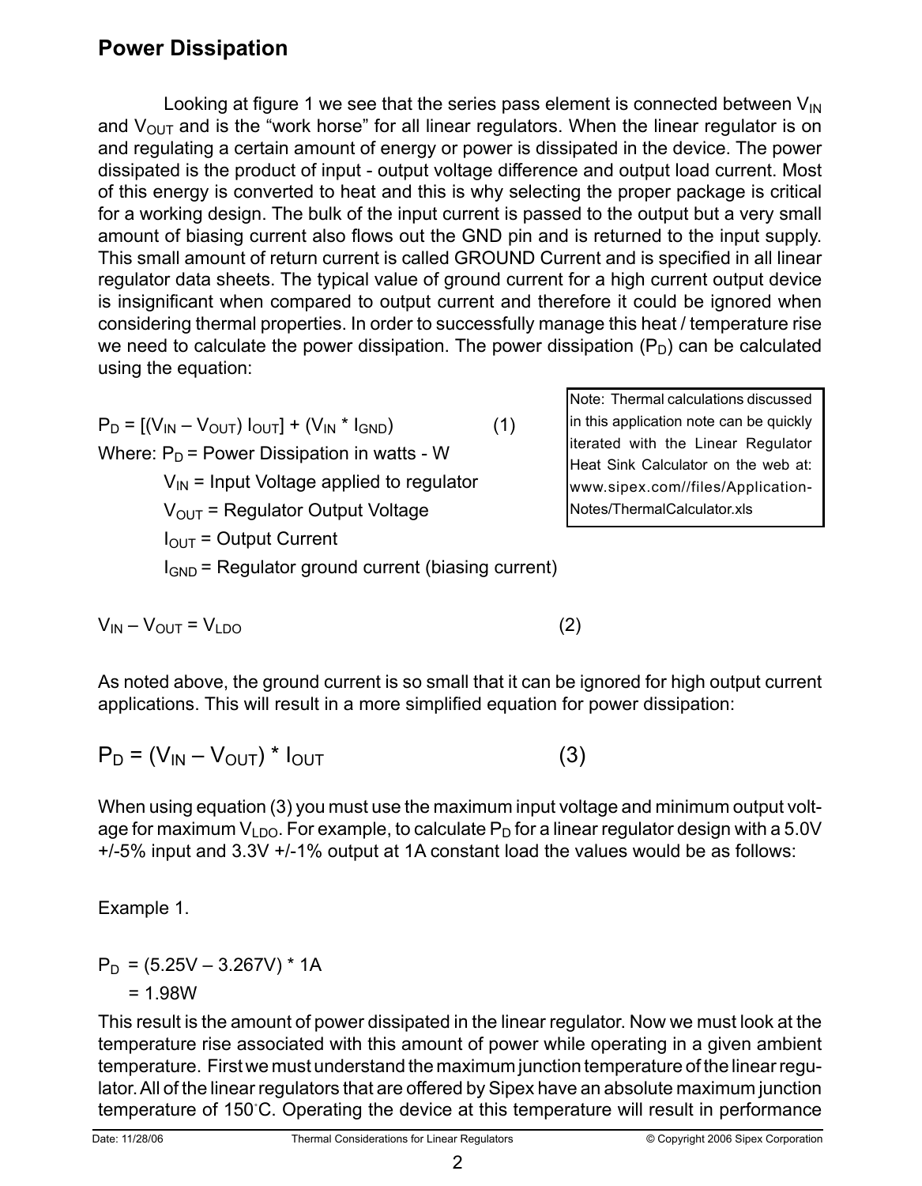## Power Dissipation

Looking at figure 1 we see that the series pass element is connected between $V_{IN}$ and $V_{OUT}$ and is the "work horse" for all linear regulators. When the linear regulator is on and regulating a certain amount of energy or power is dissipated in the device. The power dissipated is the product of input - output voltage difference and output load current. Most of this energy is converted to heat and this is why selecting the proper package is critical for a working design. The bulk of the input current is passed to the output but a very small amount of biasing current also flows out the GND pin and is returned to the input supply. This small amount of return current is called GROUND Current and is specified in all linear regulator data sheets. The typical value of ground current for a high current output device is insignificant when compared to output current and therefore it could be ignored when considering thermal properties. In order to successfully manage this heat / temperature rise we need to calculate the power dissipation. The power dissipation ($P_D$) can be calculated using the equation:

> Note: Thermal calculations discussed in this application note can be quickly iterated with the Linear Regulator Heat Sink Calculator on the web at: www.sipex.com//files/Application-Notes/ThermalCalculator.xls

$$P_D = [(V_{IN} - V_{OUT})\, I_{OUT}] + (V_{IN} * I_{GND}) \qquad (1)$$

Where: $P_D$ = Power Dissipation in watts - W

- $V_{IN}$ = Input Voltage applied to regulator
- $V_{OUT}$ = Regulator Output Voltage
- $I_{OUT}$ = Output Current
- $I_{GND}$ = Regulator ground current (biasing current)

$$V_{IN} - V_{OUT} = V_{LDO} \qquad (2)$$

As noted above, the ground current is so small that it can be ignored for high output current applications. This will result in a more simplified equation for power dissipation:

$$P_D = (V_{IN} - V_{OUT}) * I_{OUT} \qquad (3)$$

When using equation (3) you must use the maximum input voltage and minimum output voltage for maximum $V_{LDO}$. For example, to calculate $P_D$ for a linear regulator design with a 5.0V +/-5% input and 3.3V +/-1% output at 1A constant load the values would be as follows:

Example 1.

$$P_D = (5.25V - 3.267V) * 1A$$
$$= 1.98W$$

This result is the amount of power dissipated in the linear regulator. Now we must look at the temperature rise associated with this amount of power while operating in a given ambient temperature. First we must understand the maximum junction temperature of the linear regulator. All of the linear regulators that are offered by Sipex have an absolute maximum junction temperature of 150°C. Operating the device at this temperature will result in performance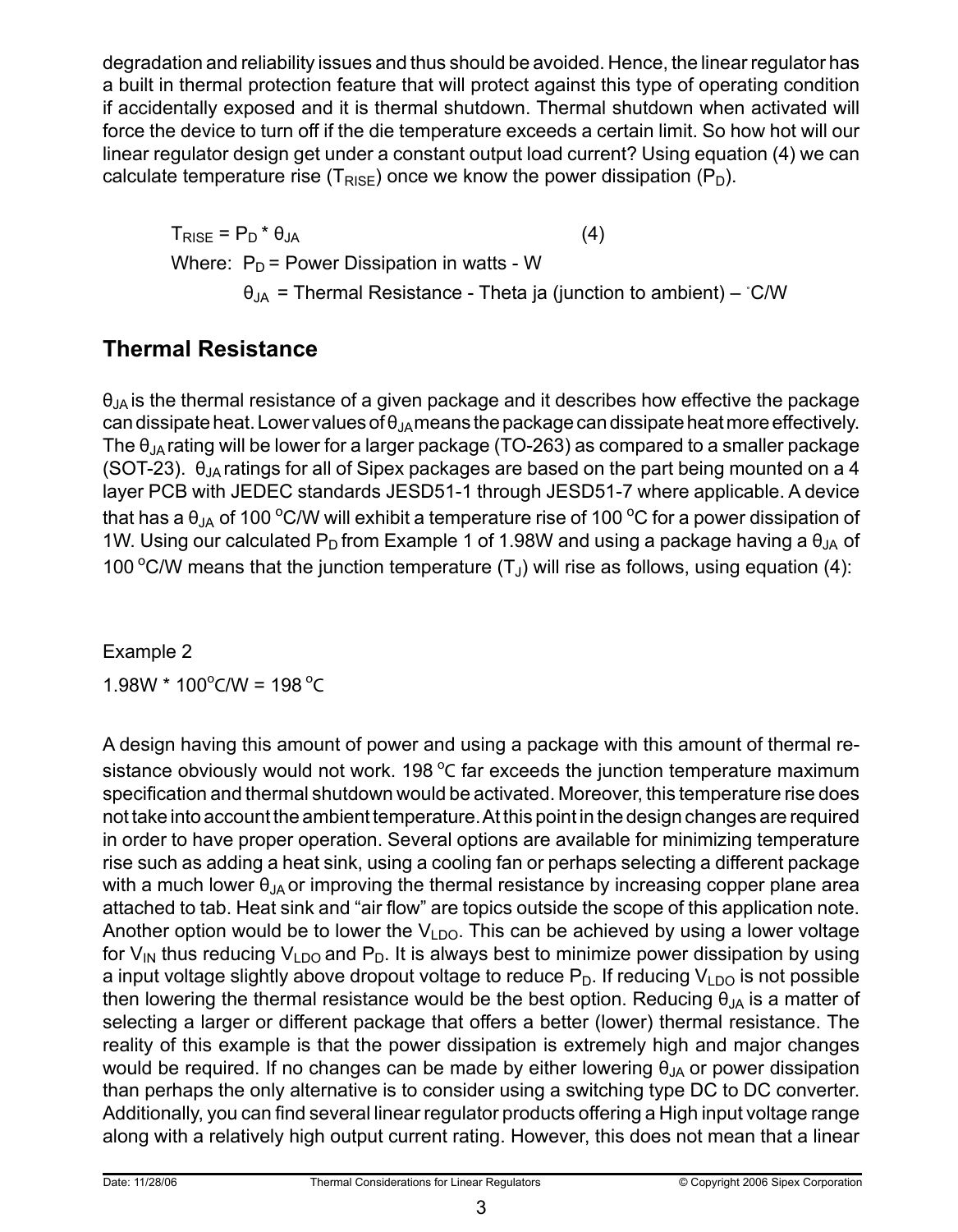degradation and reliability issues and thus should be avoided. Hence, the linear regulator has a built in thermal protection feature that will protect against this type of operating condition if accidentally exposed and it is thermal shutdown. Thermal shutdown when activated will force the device to turn off if the die temperature exceeds a certain limit. So how hot will our linear regulator design get under a constant output load current? Using equation (4) we can calculate temperature rise ($T_{RISE}$) once we know the power dissipation ($P_D$).

$$T_{RISE} = P_D * \theta_{JA} \quad (4)$$

Where: $P_D$ = Power Dissipation in watts - W

$\theta_{JA}$ = Thermal Resistance - Theta ja (junction to ambient) – °C/W

## Thermal Resistance

$\theta_{JA}$ is the thermal resistance of a given package and it describes how effective the package can dissipate heat. Lower values of $\theta_{JA}$ means the package can dissipate heat more effectively. The $\theta_{JA}$ rating will be lower for a larger package (TO-263) as compared to a smaller package (SOT-23). $\theta_{JA}$ ratings for all of Sipex packages are based on the part being mounted on a 4 layer PCB with JEDEC standards JESD51-1 through JESD51-7 where applicable. A device that has a $\theta_{JA}$ of 100 °C/W will exhibit a temperature rise of 100 °C for a power dissipation of 1W. Using our calculated $P_D$ from Example 1 of 1.98W and using a package having a $\theta_{JA}$ of 100 °C/W means that the junction temperature ($T_J$) will rise as follows, using equation (4):

Example 2

$$1.98W * 100^{o}C/W = 198\,^{o}C$$

A design having this amount of power and using a package with this amount of thermal resistance obviously would not work. 198 °C far exceeds the junction temperature maximum specification and thermal shutdown would be activated. Moreover, this temperature rise does not take into account the ambient temperature. At this point in the design changes are required in order to have proper operation. Several options are available for minimizing temperature rise such as adding a heat sink, using a cooling fan or perhaps selecting a different package with a much lower $\theta_{JA}$ or improving the thermal resistance by increasing copper plane area attached to tab. Heat sink and "air flow" are topics outside the scope of this application note. Another option would be to lower the $V_{LDO}$. This can be achieved by using a lower voltage for $V_{IN}$ thus reducing $V_{LDO}$ and $P_D$. It is always best to minimize power dissipation by using a input voltage slightly above dropout voltage to reduce $P_D$. If reducing $V_{LDO}$ is not possible then lowering the thermal resistance would be the best option. Reducing $\theta_{JA}$ is a matter of selecting a larger or different package that offers a better (lower) thermal resistance. The reality of this example is that the power dissipation is extremely high and major changes would be required. If no changes can be made by either lowering $\theta_{JA}$ or power dissipation than perhaps the only alternative is to consider using a switching type DC to DC converter. Additionally, you can find several linear regulator products offering a High input voltage range along with a relatively high output current rating. However, this does not mean that a linear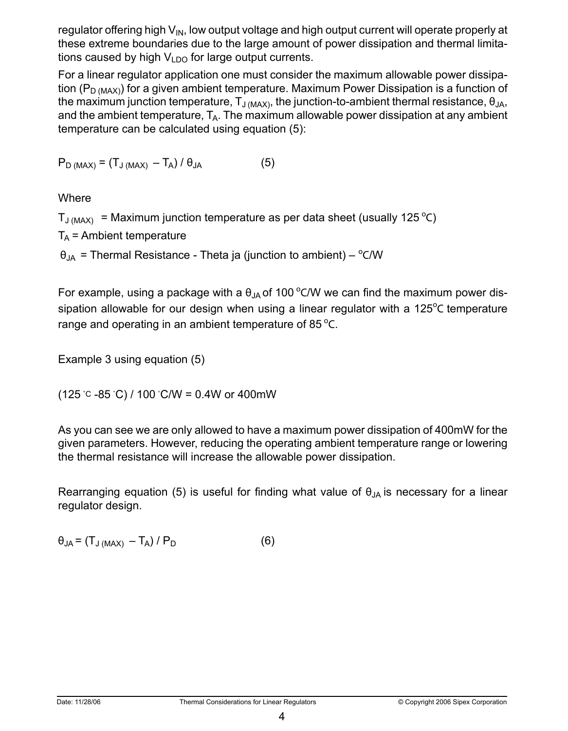regulator offering high $V_{IN}$, low output voltage and high output current will operate properly at these extreme boundaries due to the large amount of power dissipation and thermal limitations caused by high $V_{LDO}$ for large output currents.

For a linear regulator application one must consider the maximum allowable power dissipation ($P_{D\,(MAX)}$) for a given ambient temperature. Maximum Power Dissipation is a function of the maximum junction temperature, $T_{J\,(MAX)}$, the junction-to-ambient thermal resistance, $\theta_{JA}$, and the ambient temperature, $T_A$. The maximum allowable power dissipation at any ambient temperature can be calculated using equation (5):

$$P_{D\,(MAX)} = (T_{J\,(MAX)} - T_A) / \theta_{JA} \qquad (5)$$

Where

$T_{J\,(MAX)}$ = Maximum junction temperature as per data sheet (usually 125 °C)

$T_A$ = Ambient temperature

$\theta_{JA}$ = Thermal Resistance - Theta ja (junction to ambient) – °C/W

For example, using a package with a $\theta_{JA}$ of 100 °C/W we can find the maximum power dissipation allowable for our design when using a linear regulator with a 125°C temperature range and operating in an ambient temperature of 85 °C.

Example 3 using equation (5)

$$(125\,°C - 85\,°C) / 100\,°C/W = 0.4W \text{ or } 400mW$$

As you can see we are only allowed to have a maximum power dissipation of 400mW for the given parameters. However, reducing the operating ambient temperature range or lowering the thermal resistance will increase the allowable power dissipation.

Rearranging equation (5) is useful for finding what value of $\theta_{JA}$ is necessary for a linear regulator design.

$$\theta_{JA} = (T_{J\,(MAX)} - T_A) / P_D \qquad (6)$$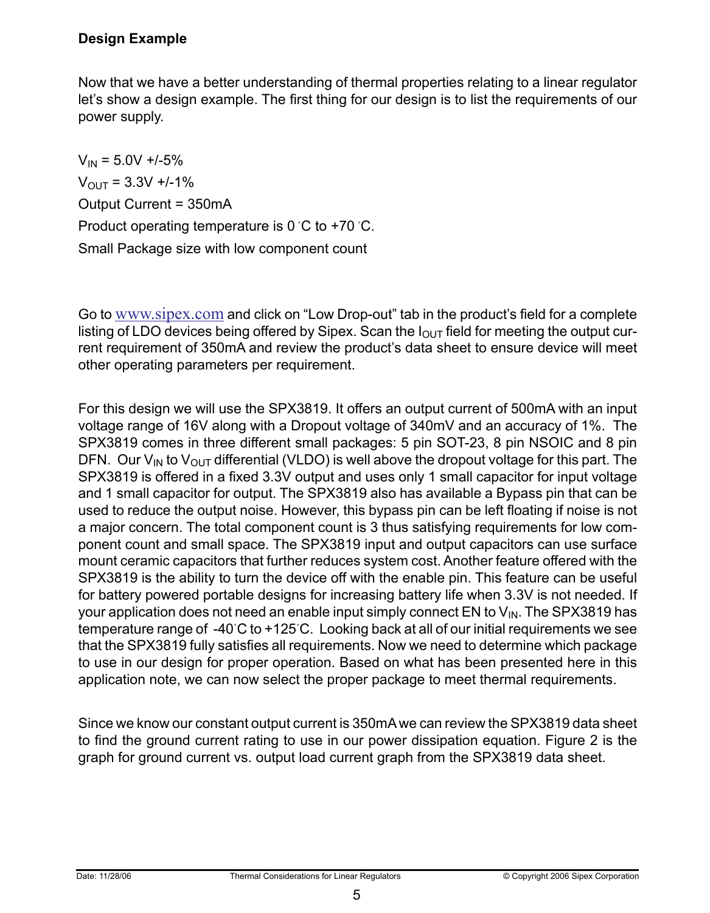### Design Example

Now that we have a better understanding of thermal properties relating to a linear regulator let's show a design example. The first thing for our design is to list the requirements of our power supply.

$V_{IN}$ = 5.0V +/-5%

$V_{OUT}$ = 3.3V +/-1%

Output Current = 350mA

Product operating temperature is 0 °C to +70 °C.

Small Package size with low component count

Go to www.sipex.com and click on "Low Drop-out" tab in the product's field for a complete listing of LDO devices being offered by Sipex. Scan the $I_{OUT}$ field for meeting the output current requirement of 350mA and review the product's data sheet to ensure device will meet other operating parameters per requirement.

For this design we will use the SPX3819. It offers an output current of 500mA with an input voltage range of 16V along with a Dropout voltage of 340mV and an accuracy of 1%. The SPX3819 comes in three different small packages: 5 pin SOT-23, 8 pin NSOIC and 8 pin DFN. Our $V_{IN}$ to $V_{OUT}$ differential (VLDO) is well above the dropout voltage for this part. The SPX3819 is offered in a fixed 3.3V output and uses only 1 small capacitor for input voltage and 1 small capacitor for output. The SPX3819 also has available a Bypass pin that can be used to reduce the output noise. However, this bypass pin can be left floating if noise is not a major concern. The total component count is 3 thus satisfying requirements for low component count and small space. The SPX3819 input and output capacitors can use surface mount ceramic capacitors that further reduces system cost. Another feature offered with the SPX3819 is the ability to turn the device off with the enable pin. This feature can be useful for battery powered portable designs for increasing battery life when 3.3V is not needed. If your application does not need an enable input simply connect EN to $V_{IN}$. The SPX3819 has temperature range of -40°C to +125°C. Looking back at all of our initial requirements we see that the SPX3819 fully satisfies all requirements. Now we need to determine which package to use in our design for proper operation. Based on what has been presented here in this application note, we can now select the proper package to meet thermal requirements.

Since we know our constant output current is 350mA we can review the SPX3819 data sheet to find the ground current rating to use in our power dissipation equation. Figure 2 is the graph for ground current vs. output load current graph from the SPX3819 data sheet.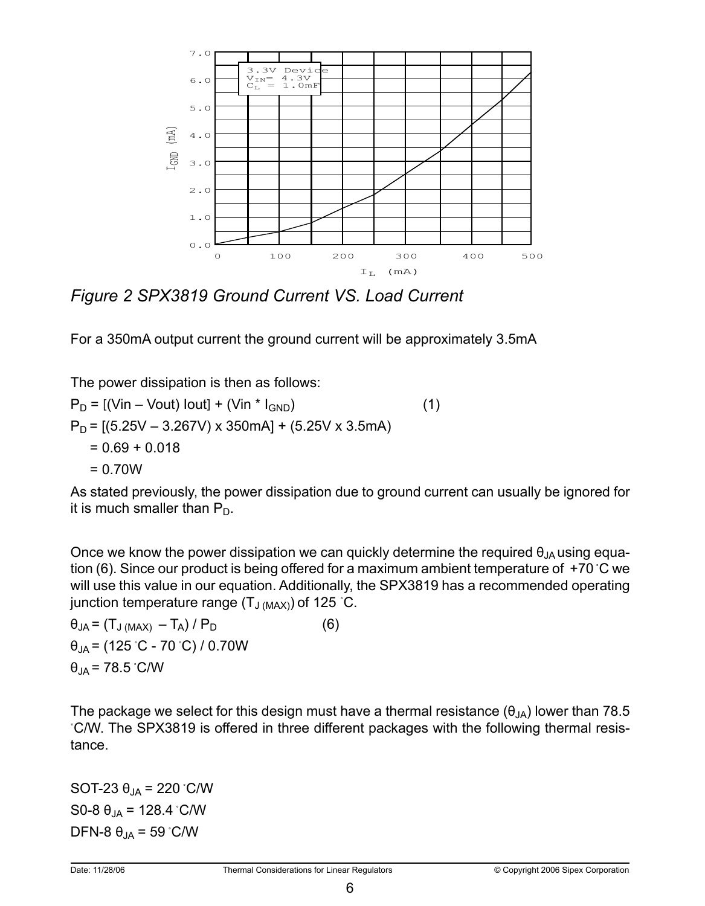*Figure 2 SPX3819 Ground Current VS. Load Current*

For a 350mA output current the ground current will be approximately 3.5mA

The power dissipation is then as follows:

$P_D$ = [(Vin – Vout) Iout] + (Vin * $I_{GND}$) (1)

$P_D$ = [(5.25V – 3.267V) x 350mA] + (5.25V x 3.5mA)

= 0.69 + 0.018

= 0.70W

As stated previously, the power dissipation due to ground current can usually be ignored for it is much smaller than $P_D$.

Once we know the power dissipation we can quickly determine the required $\theta_{JA}$ using equation (6). Since our product is being offered for a maximum ambient temperature of +70 ˚C we will use this value in our equation. Additionally, the SPX3819 has a recommended operating junction temperature range ($T_{J\,(MAX)}$) of 125 ˚C.

$\theta_{JA} = (T_{J\,(MAX)} - T_A) / P_D$ (6)

$\theta_{JA}$ = (125 ˚C - 70 ˚C) / 0.70W

$\theta_{JA}$ = 78.5 ˚C/W

The package we select for this design must have a thermal resistance ($\theta_{JA}$) lower than 78.5 ˚C/W. The SPX3819 is offered in three different packages with the following thermal resistance.

SOT-23 $\theta_{JA}$ = 220 ˚C/W

S0-8 $\theta_{JA}$ = 128.4 ˚C/W

DFN-8 $\theta_{JA}$ = 59 ˚C/W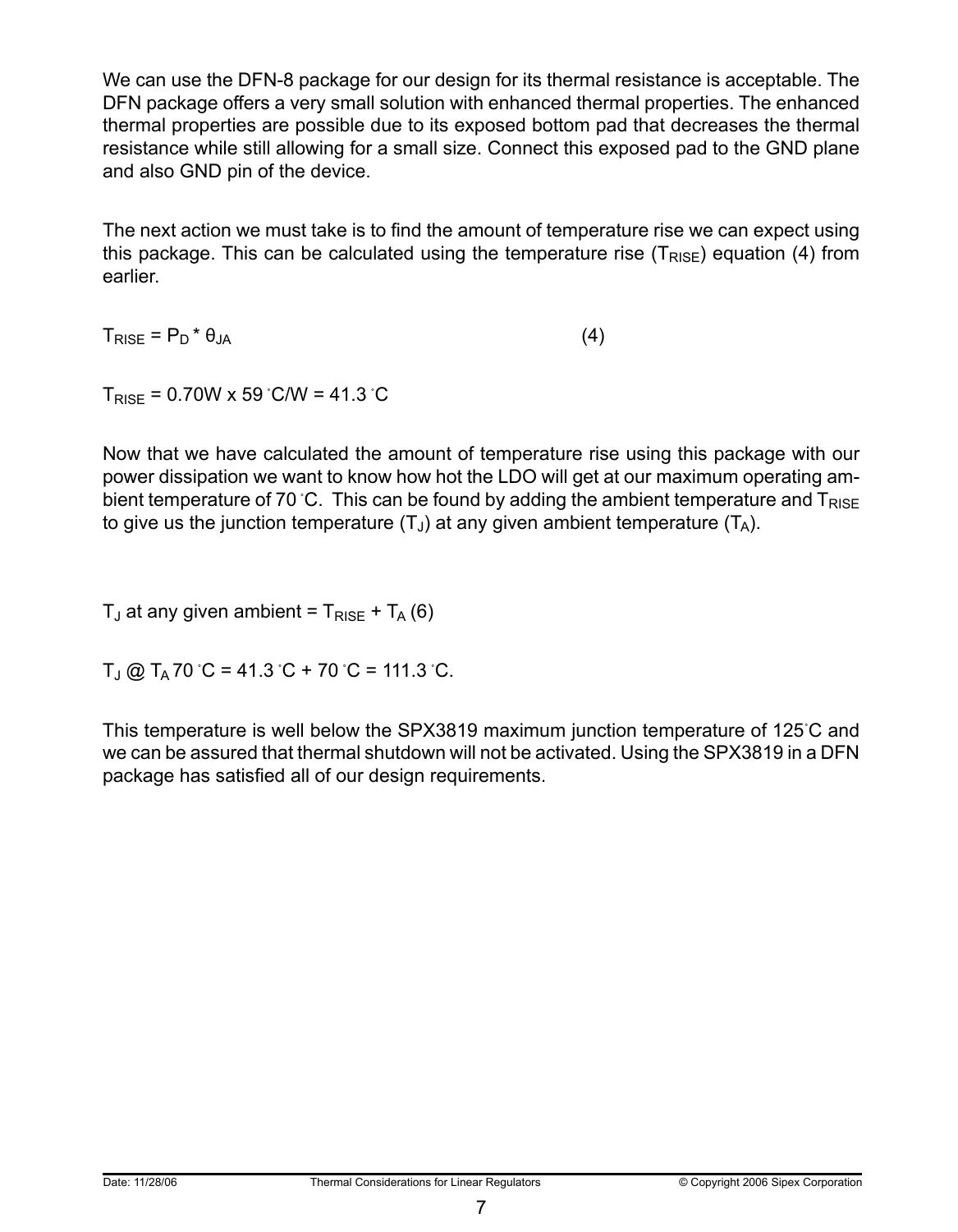We can use the DFN-8 package for our design for its thermal resistance is acceptable. The DFN package offers a very small solution with enhanced thermal properties. The enhanced thermal properties are possible due to its exposed bottom pad that decreases the thermal resistance while still allowing for a small size. Connect this exposed pad to the GND plane and also GND pin of the device.

The next action we must take is to find the amount of temperature rise we can expect using this package. This can be calculated using the temperature rise ($T_{RISE}$) equation (4) from earlier.

$$T_{RISE} = P_D * \theta_{JA} \quad (4)$$

$$T_{RISE} = 0.70W \times 59\,^{\circ}C/W = 41.3\,^{\circ}C$$

Now that we have calculated the amount of temperature rise using this package with our power dissipation we want to know how hot the LDO will get at our maximum operating ambient temperature of 70 °C. This can be found by adding the ambient temperature and $T_{RISE}$ to give us the junction temperature ($T_J$) at any given ambient temperature ($T_A$).

$$T_J \text{ at any given ambient} = T_{RISE} + T_A \quad (6)$$

$$T_J \text{ @ } T_A\, 70\,^{\circ}C = 41.3\,^{\circ}C + 70\,^{\circ}C = 111.3\,^{\circ}C.$$

This temperature is well below the SPX3819 maximum junction temperature of 125°C and we can be assured that thermal shutdown will not be activated. Using the SPX3819 in a DFN package has satisfied all of our design requirements.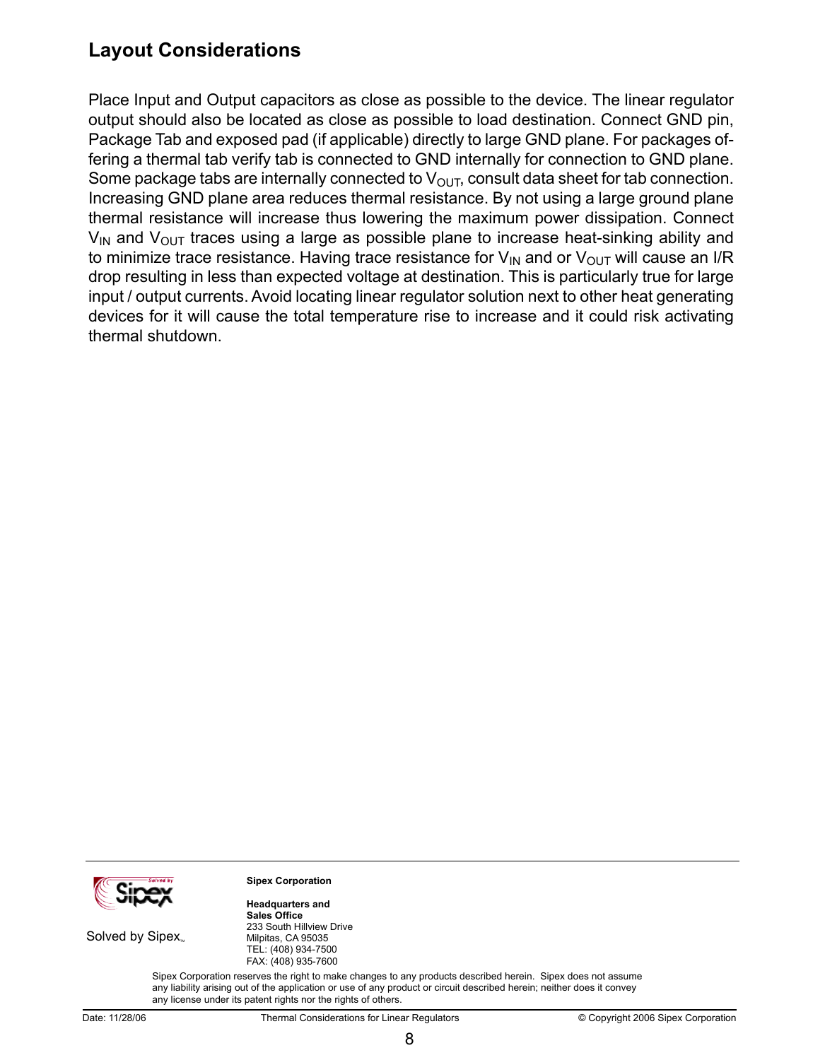## Layout Considerations

Place Input and Output capacitors as close as possible to the device. The linear regulator output should also be located as close as possible to load destination. Connect GND pin, Package Tab and exposed pad (if applicable) directly to large GND plane. For packages offering a thermal tab verify tab is connected to GND internally for connection to GND plane. Some package tabs are internally connected to $V_{OUT}$, consult data sheet for tab connection. Increasing GND plane area reduces thermal resistance. By not using a large ground plane thermal resistance will increase thus lowering the maximum power dissipation. Connect $V_{IN}$ and $V_{OUT}$ traces using a large as possible plane to increase heat-sinking ability and to minimize trace resistance. Having trace resistance for $V_{IN}$ and or $V_{OUT}$ will cause an I/R drop resulting in less than expected voltage at destination. This is particularly true for large input / output currents. Avoid locating linear regulator solution next to other heat generating devices for it will cause the total temperature rise to increase and it could risk activating thermal shutdown.

Solved by Sipex™

**Sipex Corporation**

**Headquarters and Sales Office**
233 South Hillview Drive
Milpitas, CA 95035
TEL: (408) 934-7500
FAX: (408) 935-7600

Sipex Corporation reserves the right to make changes to any products described herein. Sipex does not assume any liability arising out of the application or use of any product or circuit described herein; neither does it convey any license under its patent rights nor the rights of others.

Date: 11/28/06 Thermal Considerations for Linear Regulators © Copyright 2006 Sipex Corporation